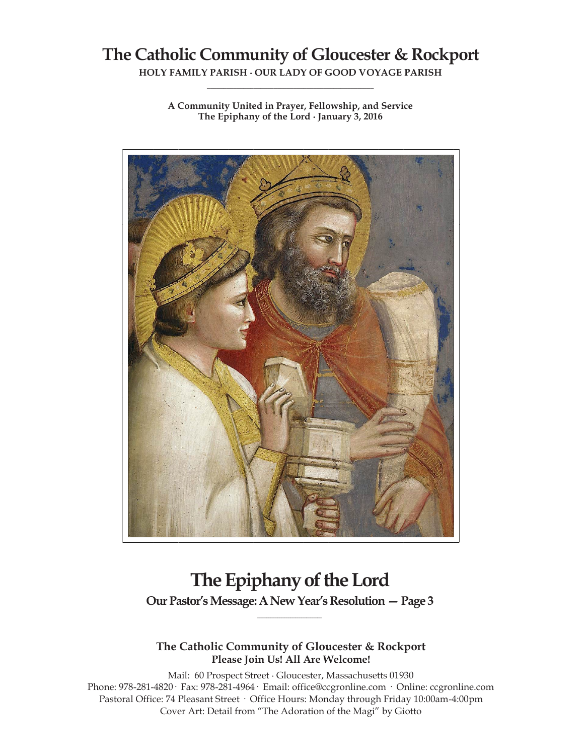# The Catholic Community of Gloucester & Rockport

**HOLY FAMILY PARISH · OUR LADY OF GOOD VOYAGE PARISH**

**A Community United in Prayer, Fellowship, and Service**
**The Epiphany of the Lord · January 3, 2016**

# The Epiphany of the Lord

**Our Pastor's Message: A New Year's Resolution — Page 3**

### The Catholic Community of Gloucester & Rockport
**Please Join Us! All Are Welcome!**

Mail: 60 Prospect Street · Gloucester, Massachusetts 01930
Phone: 978-281-4820 · Fax: 978-281-4964 · Email: office@ccgronline.com · Online: ccgronline.com
Pastoral Office: 74 Pleasant Street · Office Hours: Monday through Friday 10:00am-4:00pm
Cover Art: Detail from "The Adoration of the Magi" by Giotto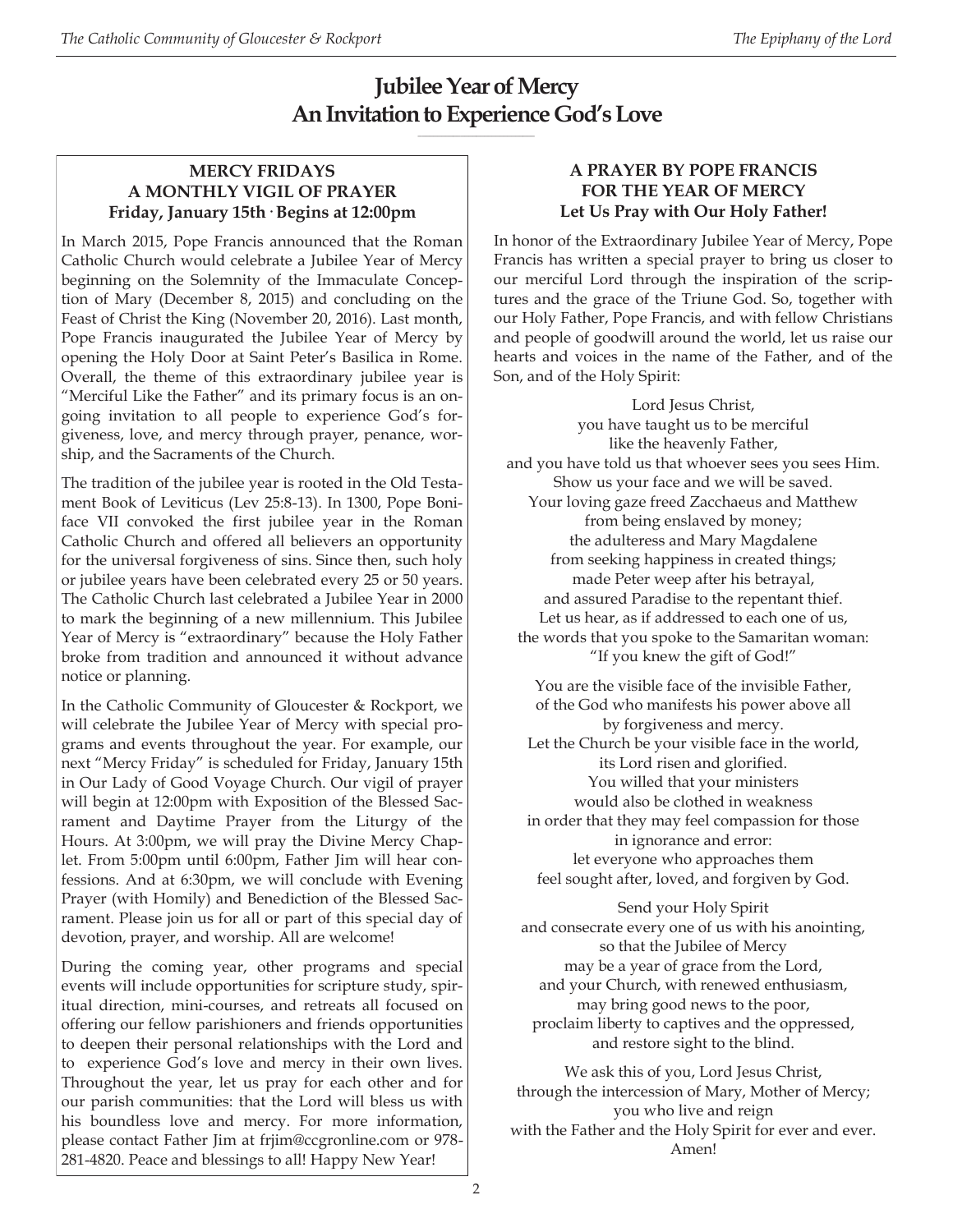# Jubilee Year of Mercy
# An Invitation to Experience God's Love

### MERCY FRIDAYS
### A MONTHLY VIGIL OF PRAYER
### Friday, January 15th · Begins at 12:00pm

In March 2015, Pope Francis announced that the Roman Catholic Church would celebrate a Jubilee Year of Mercy beginning on the Solemnity of the Immaculate Conception of Mary (December 8, 2015) and concluding on the Feast of Christ the King (November 20, 2016). Last month, Pope Francis inaugurated the Jubilee Year of Mercy by opening the Holy Door at Saint Peter's Basilica in Rome. Overall, the theme of this extraordinary jubilee year is "Merciful Like the Father" and its primary focus is an ongoing invitation to all people to experience God's forgiveness, love, and mercy through prayer, penance, worship, and the Sacraments of the Church.

The tradition of the jubilee year is rooted in the Old Testament Book of Leviticus (Lev 25:8-13). In 1300, Pope Boniface VII convoked the first jubilee year in the Roman Catholic Church and offered all believers an opportunity for the universal forgiveness of sins. Since then, such holy or jubilee years have been celebrated every 25 or 50 years. The Catholic Church last celebrated a Jubilee Year in 2000 to mark the beginning of a new millennium. This Jubilee Year of Mercy is "extraordinary" because the Holy Father broke from tradition and announced it without advance notice or planning.

In the Catholic Community of Gloucester & Rockport, we will celebrate the Jubilee Year of Mercy with special programs and events throughout the year. For example, our next "Mercy Friday" is scheduled for Friday, January 15th in Our Lady of Good Voyage Church. Our vigil of prayer will begin at 12:00pm with Exposition of the Blessed Sacrament and Daytime Prayer from the Liturgy of the Hours. At 3:00pm, we will pray the Divine Mercy Chaplet. From 5:00pm until 6:00pm, Father Jim will hear confessions. And at 6:30pm, we will conclude with Evening Prayer (with Homily) and Benediction of the Blessed Sacrament. Please join us for all or part of this special day of devotion, prayer, and worship. All are welcome!

During the coming year, other programs and special events will include opportunities for scripture study, spiritual direction, mini-courses, and retreats all focused on offering our fellow parishioners and friends opportunities to deepen their personal relationships with the Lord and to experience God's love and mercy in their own lives. Throughout the year, let us pray for each other and for our parish communities: that the Lord will bless us with his boundless love and mercy. For more information, please contact Father Jim at frjim@ccgronline.com or 978-281-4820. Peace and blessings to all! Happy New Year!

### A PRAYER BY POPE FRANCIS
### FOR THE YEAR OF MERCY
### Let Us Pray with Our Holy Father!

In honor of the Extraordinary Jubilee Year of Mercy, Pope Francis has written a special prayer to bring us closer to our merciful Lord through the inspiration of the scriptures and the grace of the Triune God. So, together with our Holy Father, Pope Francis, and with fellow Christians and people of goodwill around the world, let us raise our hearts and voices in the name of the Father, and of the Son, and of the Holy Spirit:

Lord Jesus Christ,
you have taught us to be merciful
like the heavenly Father,
and you have told us that whoever sees you sees Him.
Show us your face and we will be saved.
Your loving gaze freed Zacchaeus and Matthew
from being enslaved by money;
the adulteress and Mary Magdalene
from seeking happiness in created things;
made Peter weep after his betrayal,
and assured Paradise to the repentant thief.
Let us hear, as if addressed to each one of us,
the words that you spoke to the Samaritan woman:
"If you knew the gift of God!"

You are the visible face of the invisible Father,
of the God who manifests his power above all
by forgiveness and mercy.
Let the Church be your visible face in the world,
its Lord risen and glorified.
You willed that your ministers
would also be clothed in weakness
in order that they may feel compassion for those
in ignorance and error:
let everyone who approaches them
feel sought after, loved, and forgiven by God.

Send your Holy Spirit
and consecrate every one of us with his anointing,
so that the Jubilee of Mercy
may be a year of grace from the Lord,
and your Church, with renewed enthusiasm,
may bring good news to the poor,
proclaim liberty to captives and the oppressed,
and restore sight to the blind.

We ask this of you, Lord Jesus Christ,
through the intercession of Mary, Mother of Mercy;
you who live and reign
with the Father and the Holy Spirit for ever and ever.
Amen!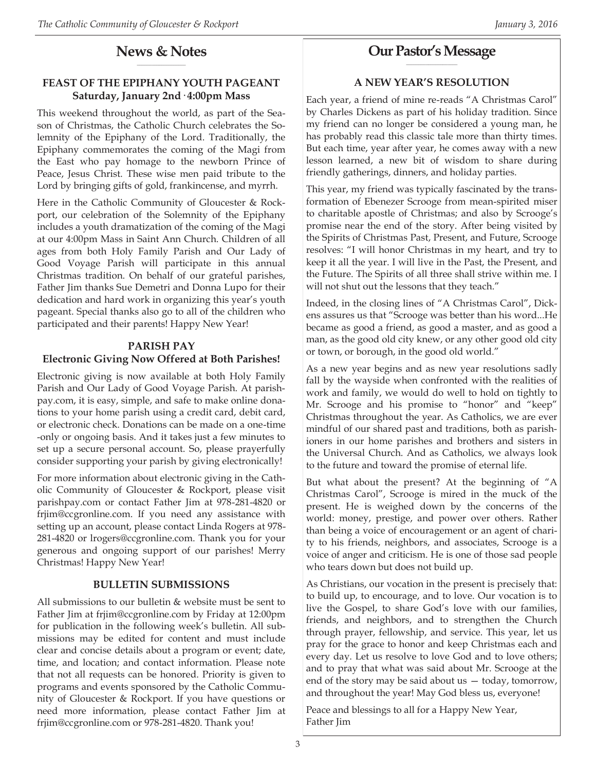## News & Notes

### FEAST OF THE EPIPHANY YOUTH PAGEANT
**Saturday, January 2nd · 4:00pm Mass**

This weekend throughout the world, as part of the Season of Christmas, the Catholic Church celebrates the Solemnity of the Epiphany of the Lord. Traditionally, the Epiphany commemorates the coming of the Magi from the East who pay homage to the newborn Prince of Peace, Jesus Christ. These wise men paid tribute to the Lord by bringing gifts of gold, frankincense, and myrrh.

Here in the Catholic Community of Gloucester & Rockport, our celebration of the Solemnity of the Epiphany includes a youth dramatization of the coming of the Magi at our 4:00pm Mass in Saint Ann Church. Children of all ages from both Holy Family Parish and Our Lady of Good Voyage Parish will participate in this annual Christmas tradition. On behalf of our grateful parishes, Father Jim thanks Sue Demetri and Donna Lupo for their dedication and hard work in organizing this year's youth pageant. Special thanks also go to all of the children who participated and their parents! Happy New Year!

### PARISH PAY
**Electronic Giving Now Offered at Both Parishes!**

Electronic giving is now available at both Holy Family Parish and Our Lady of Good Voyage Parish. At parishpay.com, it is easy, simple, and safe to make online donations to your home parish using a credit card, debit card, or electronic check. Donations can be made on a one-time-only or ongoing basis. And it takes just a few minutes to set up a secure personal account. So, please prayerfully consider supporting your parish by giving electronically!

For more information about electronic giving in the Catholic Community of Gloucester & Rockport, please visit parishpay.com or contact Father Jim at 978-281-4820 or frjim@ccgronline.com. If you need any assistance with setting up an account, please contact Linda Rogers at 978-281-4820 or lrogers@ccgronline.com. Thank you for your generous and ongoing support of our parishes! Merry Christmas! Happy New Year!

### BULLETIN SUBMISSIONS

All submissions to our bulletin & website must be sent to Father Jim at frjim@ccgronline.com by Friday at 12:00pm for publication in the following week's bulletin. All submissions may be edited for content and must include clear and concise details about a program or event; date, time, and location; and contact information. Please note that not all requests can be honored. Priority is given to programs and events sponsored by the Catholic Community of Gloucester & Rockport. If you have questions or need more information, please contact Father Jim at frjim@ccgronline.com or 978-281-4820. Thank you!

## Our Pastor's Message

### A NEW YEAR'S RESOLUTION

Each year, a friend of mine re-reads "A Christmas Carol" by Charles Dickens as part of his holiday tradition. Since my friend can no longer be considered a young man, he has probably read this classic tale more than thirty times. But each time, year after year, he comes away with a new lesson learned, a new bit of wisdom to share during friendly gatherings, dinners, and holiday parties.

This year, my friend was typically fascinated by the transformation of Ebenezer Scrooge from mean-spirited miser to charitable apostle of Christmas; and also by Scrooge's promise near the end of the story. After being visited by the Spirits of Christmas Past, Present, and Future, Scrooge resolves: "I will honor Christmas in my heart, and try to keep it all the year. I will live in the Past, the Present, and the Future. The Spirits of all three shall strive within me. I will not shut out the lessons that they teach."

Indeed, in the closing lines of "A Christmas Carol", Dickens assures us that "Scrooge was better than his word...He became as good a friend, as good a master, and as good a man, as the good old city knew, or any other good old city or town, or borough, in the good old world."

As a new year begins and as new year resolutions sadly fall by the wayside when confronted with the realities of work and family, we would do well to hold on tightly to Mr. Scrooge and his promise to "honor" and "keep" Christmas throughout the year. As Catholics, we are ever mindful of our shared past and traditions, both as parishioners in our home parishes and brothers and sisters in the Universal Church. And as Catholics, we always look to the future and toward the promise of eternal life.

But what about the present? At the beginning of "A Christmas Carol", Scrooge is mired in the muck of the present. He is weighed down by the concerns of the world: money, prestige, and power over others. Rather than being a voice of encouragement or an agent of charity to his friends, neighbors, and associates, Scrooge is a voice of anger and criticism. He is one of those sad people who tears down but does not build up.

As Christians, our vocation in the present is precisely that: to build up, to encourage, and to love. Our vocation is to live the Gospel, to share God's love with our families, friends, and neighbors, and to strengthen the Church through prayer, fellowship, and service. This year, let us pray for the grace to honor and keep Christmas each and every day. Let us resolve to love God and to love others; and to pray that what was said about Mr. Scrooge at the end of the story may be said about us — today, tomorrow, and throughout the year! May God bless us, everyone!

Peace and blessings to all for a Happy New Year,
Father Jim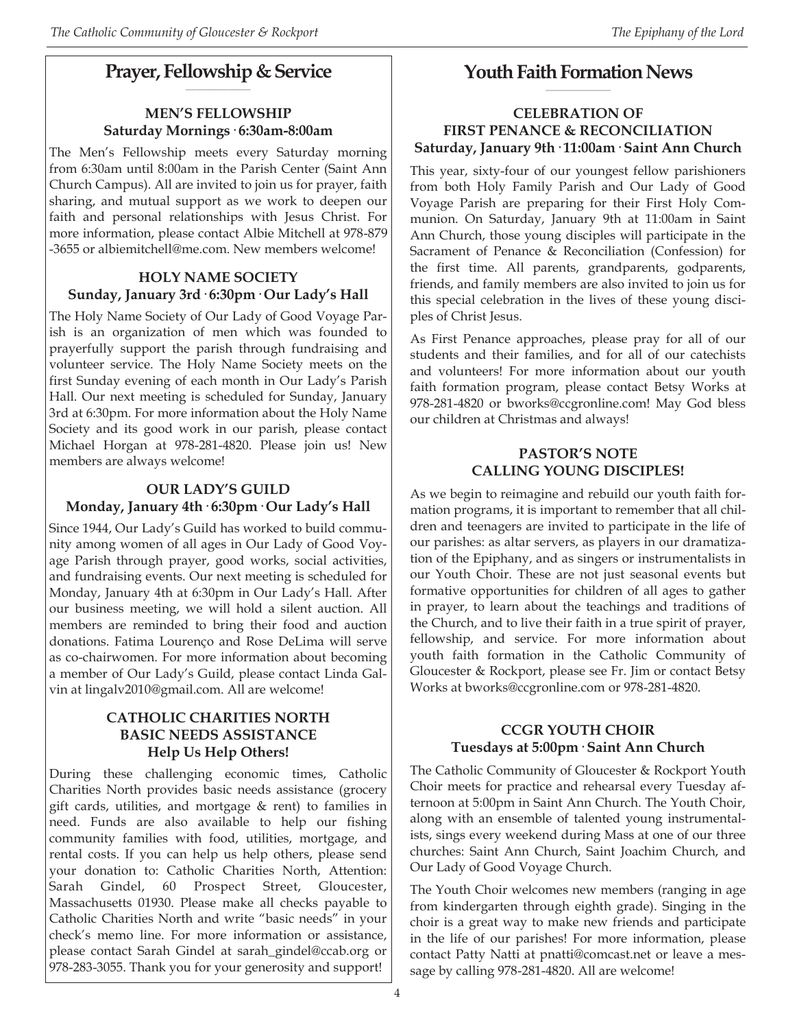## Prayer, Fellowship & Service

### MEN'S FELLOWSHIP
**Saturday Mornings · 6:30am-8:00am**

The Men's Fellowship meets every Saturday morning from 6:30am until 8:00am in the Parish Center (Saint Ann Church Campus). All are invited to join us for prayer, faith sharing, and mutual support as we work to deepen our faith and personal relationships with Jesus Christ. For more information, please contact Albie Mitchell at 978-879-3655 or albiemitchell@me.com. New members welcome!

### HOLY NAME SOCIETY
**Sunday, January 3rd · 6:30pm · Our Lady's Hall**

The Holy Name Society of Our Lady of Good Voyage Parish is an organization of men which was founded to prayerfully support the parish through fundraising and volunteer service. The Holy Name Society meets on the first Sunday evening of each month in Our Lady's Parish Hall. Our next meeting is scheduled for Sunday, January 3rd at 6:30pm. For more information about the Holy Name Society and its good work in our parish, please contact Michael Horgan at 978-281-4820. Please join us! New members are always welcome!

### OUR LADY'S GUILD
**Monday, January 4th · 6:30pm · Our Lady's Hall**

Since 1944, Our Lady's Guild has worked to build community among women of all ages in Our Lady of Good Voyage Parish through prayer, good works, social activities, and fundraising events. Our next meeting is scheduled for Monday, January 4th at 6:30pm in Our Lady's Hall. After our business meeting, we will hold a silent auction. All members are reminded to bring their food and auction donations. Fatima Lourenço and Rose DeLima will serve as co-chairwomen. For more information about becoming a member of Our Lady's Guild, please contact Linda Galvin at lingalv2010@gmail.com. All are welcome!

### CATHOLIC CHARITIES NORTH BASIC NEEDS ASSISTANCE
**Help Us Help Others!**

During these challenging economic times, Catholic Charities North provides basic needs assistance (grocery gift cards, utilities, and mortgage & rent) to families in need. Funds are also available to help our fishing community families with food, utilities, mortgage, and rental costs. If you can help us help others, please send your donation to: Catholic Charities North, Attention: Sarah Gindel, 60 Prospect Street, Gloucester, Massachusetts 01930. Please make all checks payable to Catholic Charities North and write "basic needs" in your check's memo line. For more information or assistance, please contact Sarah Gindel at sarah_gindel@ccab.org or 978-283-3055. Thank you for your generosity and support!

## Youth Faith Formation News

### CELEBRATION OF FIRST PENANCE & RECONCILIATION
**Saturday, January 9th · 11:00am · Saint Ann Church**

This year, sixty-four of our youngest fellow parishioners from both Holy Family Parish and Our Lady of Good Voyage Parish are preparing for their First Holy Communion. On Saturday, January 9th at 11:00am in Saint Ann Church, those young disciples will participate in the Sacrament of Penance & Reconciliation (Confession) for the first time. All parents, grandparents, godparents, friends, and family members are also invited to join us for this special celebration in the lives of these young disciples of Christ Jesus.

As First Penance approaches, please pray for all of our students and their families, and for all of our catechists and volunteers! For more information about our youth faith formation program, please contact Betsy Works at 978-281-4820 or bworks@ccgronline.com! May God bless our children at Christmas and always!

### PASTOR'S NOTE
### CALLING YOUNG DISCIPLES!

As we begin to reimagine and rebuild our youth faith formation programs, it is important to remember that all children and teenagers are invited to participate in the life of our parishes: as altar servers, as players in our dramatization of the Epiphany, and as singers or instrumentalists in our Youth Choir. These are not just seasonal events but formative opportunities for children of all ages to gather in prayer, to learn about the teachings and traditions of the Church, and to live their faith in a true spirit of prayer, fellowship, and service. For more information about youth faith formation in the Catholic Community of Gloucester & Rockport, please see Fr. Jim or contact Betsy Works at bworks@ccgronline.com or 978-281-4820.

### CCGR YOUTH CHOIR
**Tuesdays at 5:00pm · Saint Ann Church**

The Catholic Community of Gloucester & Rockport Youth Choir meets for practice and rehearsal every Tuesday afternoon at 5:00pm in Saint Ann Church. The Youth Choir, along with an ensemble of talented young instrumentalists, sings every weekend during Mass at one of our three churches: Saint Ann Church, Saint Joachim Church, and Our Lady of Good Voyage Church.

The Youth Choir welcomes new members (ranging in age from kindergarten through eighth grade). Singing in the choir is a great way to make new friends and participate in the life of our parishes! For more information, please contact Patty Natti at pnatti@comcast.net or leave a message by calling 978-281-4820. All are welcome!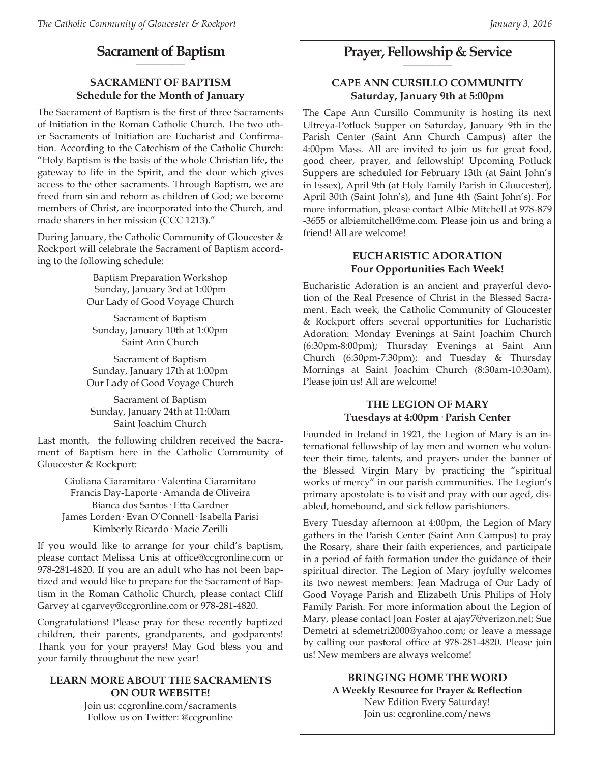## Sacrament of Baptism

### SACRAMENT OF BAPTISM
**Schedule for the Month of January**

The Sacrament of Baptism is the first of three Sacraments of Initiation in the Roman Catholic Church. The two other Sacraments of Initiation are Eucharist and Confirmation. According to the Catechism of the Catholic Church: "Holy Baptism is the basis of the whole Christian life, the gateway to life in the Spirit, and the door which gives access to the other sacraments. Through Baptism, we are freed from sin and reborn as children of God; we become members of Christ, are incorporated into the Church, and made sharers in her mission (CCC 1213)."

During January, the Catholic Community of Gloucester & Rockport will celebrate the Sacrament of Baptism according to the following schedule:

Baptism Preparation Workshop
Sunday, January 3rd at 1:00pm
Our Lady of Good Voyage Church

Sacrament of Baptism
Sunday, January 10th at 1:00pm
Saint Ann Church

Sacrament of Baptism
Sunday, January 17th at 1:00pm
Our Lady of Good Voyage Church

Sacrament of Baptism
Sunday, January 24th at 11:00am
Saint Joachim Church

Last month, the following children received the Sacrament of Baptism here in the Catholic Community of Gloucester & Rockport:

Giuliana Ciaramitaro · Valentina Ciaramitaro
Francis Day-Laporte · Amanda de Oliveira
Bianca dos Santos · Etta Gardner
James Lorden · Evan O'Connell · Isabella Parisi
Kimberly Ricardo · Macie Zerilli

If you would like to arrange for your child's baptism, please contact Melissa Unis at office@ccgronline.com or 978-281-4820. If you are an adult who has not been baptized and would like to prepare for the Sacrament of Baptism in the Roman Catholic Church, please contact Cliff Garvey at cgarvey@ccgronline.com or 978-281-4820.

Congratulations! Please pray for these recently baptized children, their parents, grandparents, and godparents! Thank you for your prayers! May God bless you and your family throughout the new year!

### LEARN MORE ABOUT THE SACRAMENTS ON OUR WEBSITE!

Join us: ccgronline.com/sacraments
Follow us on Twitter: @ccgronline

## Prayer, Fellowship & Service

### CAPE ANN CURSILLO COMMUNITY
**Saturday, January 9th at 5:00pm**

The Cape Ann Cursillo Community is hosting its next Ultreya-Potluck Supper on Saturday, January 9th in the Parish Center (Saint Ann Church Campus) after the 4:00pm Mass. All are invited to join us for great food, good cheer, prayer, and fellowship! Upcoming Potluck Suppers are scheduled for February 13th (at Saint John's in Essex), April 9th (at Holy Family Parish in Gloucester), April 30th (Saint John's), and June 4th (Saint John's). For more information, please contact Albie Mitchell at 978-879-3655 or albiemitchell@me.com. Please join us and bring a friend! All are welcome!

### EUCHARISTIC ADORATION
**Four Opportunities Each Week!**

Eucharistic Adoration is an ancient and prayerful devotion of the Real Presence of Christ in the Blessed Sacrament. Each week, the Catholic Community of Gloucester & Rockport offers several opportunities for Eucharistic Adoration: Monday Evenings at Saint Joachim Church (6:30pm-8:00pm); Thursday Evenings at Saint Ann Church (6:30pm-7:30pm); and Tuesday & Thursday Mornings at Saint Joachim Church (8:30am-10:30am). Please join us! All are welcome!

### THE LEGION OF MARY
**Tuesdays at 4:00pm · Parish Center**

Founded in Ireland in 1921, the Legion of Mary is an international fellowship of lay men and women who volunteer their time, talents, and prayers under the banner of the Blessed Virgin Mary by practicing the "spiritual works of mercy" in our parish communities. The Legion's primary apostolate is to visit and pray with our aged, disabled, homebound, and sick fellow parishioners.

Every Tuesday afternoon at 4:00pm, the Legion of Mary gathers in the Parish Center (Saint Ann Campus) to pray the Rosary, share their faith experiences, and participate in a period of faith formation under the guidance of their spiritual director. The Legion of Mary joyfully welcomes its two newest members: Jean Madruga of Our Lady of Good Voyage Parish and Elizabeth Unis Philips of Holy Family Parish. For more information about the Legion of Mary, please contact Joan Foster at ajay7@verizon.net; Sue Demetri at sdemetri2000@yahoo.com; or leave a message by calling our pastoral office at 978-281-4820. Please join us! New members are always welcome!

### BRINGING HOME THE WORD
**A Weekly Resource for Prayer & Reflection**

New Edition Every Saturday!
Join us: ccgronline.com/news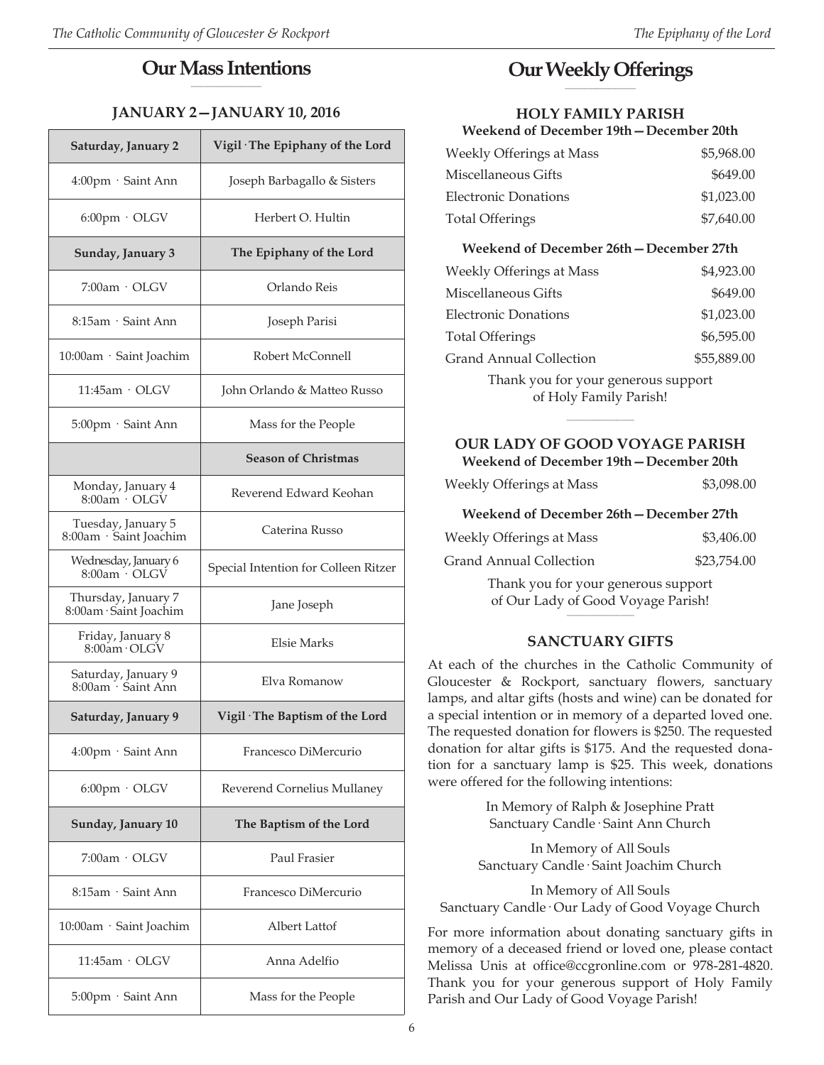## Our Mass Intentions

**JANUARY 2 — JANUARY 10, 2016**

| | |
|---|---|
| **Saturday, January 2** | **Vigil · The Epiphany of the Lord** |
| 4:00pm · Saint Ann | Joseph Barbagallo & Sisters |
| 6:00pm · OLGV | Herbert O. Hultin |
| **Sunday, January 3** | **The Epiphany of the Lord** |
| 7:00am · OLGV | Orlando Reis |
| 8:15am · Saint Ann | Joseph Parisi |
| 10:00am · Saint Joachim | Robert McConnell |
| 11:45am · OLGV | John Orlando & Matteo Russo |
| 5:00pm · Saint Ann | Mass for the People |
| | **Season of Christmas** |
| Monday, January 4 8:00am · OLGV | Reverend Edward Keohan |
| Tuesday, January 5 8:00am · Saint Joachim | Caterina Russo |
| Wednesday, January 6 8:00am · OLGV | Special Intention for Colleen Ritzer |
| Thursday, January 7 8:00am · Saint Joachim | Jane Joseph |
| Friday, January 8 8:00am · OLGV | Elsie Marks |
| Saturday, January 9 8:00am · Saint Ann | Elva Romanow |
| **Saturday, January 9** | **Vigil · The Baptism of the Lord** |
| 4:00pm · Saint Ann | Francesco DiMercurio |
| 6:00pm · OLGV | Reverend Cornelius Mullaney |
| **Sunday, January 10** | **The Baptism of the Lord** |
| 7:00am · OLGV | Paul Frasier |
| 8:15am · Saint Ann | Francesco DiMercurio |
| 10:00am · Saint Joachim | Albert Lattof |
| 11:45am · OLGV | Anna Adelfio |
| 5:00pm · Saint Ann | Mass for the People |

## Our Weekly Offerings

### HOLY FAMILY PARISH

**Weekend of December 19th — December 20th**

| | |
|---|---|
| Weekly Offerings at Mass | $5,968.00 |
| Miscellaneous Gifts | $649.00 |
| Electronic Donations | $1,023.00 |
| Total Offerings | $7,640.00 |

**Weekend of December 26th — December 27th**

| | |
|---|---|
| Weekly Offerings at Mass | $4,923.00 |
| Miscellaneous Gifts | $649.00 |
| Electronic Donations | $1,023.00 |
| Total Offerings | $6,595.00 |
| Grand Annual Collection | $55,889.00 |

Thank you for your generous support of Holy Family Parish!

### OUR LADY OF GOOD VOYAGE PARISH

**Weekend of December 19th — December 20th**

| | |
|---|---|
| Weekly Offerings at Mass | $3,098.00 |

**Weekend of December 26th — December 27th**

| | |
|---|---|
| Weekly Offerings at Mass | $3,406.00 |
| Grand Annual Collection | $23,754.00 |

Thank you for your generous support of Our Lady of Good Voyage Parish!

### SANCTUARY GIFTS

At each of the churches in the Catholic Community of Gloucester & Rockport, sanctuary flowers, sanctuary lamps, and altar gifts (hosts and wine) can be donated for a special intention or in memory of a departed loved one. The requested donation for flowers is $250. The requested donation for altar gifts is $175. And the requested donation for a sanctuary lamp is $25. This week, donations were offered for the following intentions:

In Memory of Ralph & Josephine Pratt
Sanctuary Candle · Saint Ann Church

In Memory of All Souls
Sanctuary Candle · Saint Joachim Church

In Memory of All Souls
Sanctuary Candle · Our Lady of Good Voyage Church

For more information about donating sanctuary gifts in memory of a deceased friend or loved one, please contact Melissa Unis at office@ccgronline.com or 978-281-4820. Thank you for your generous support of Holy Family Parish and Our Lady of Good Voyage Parish!